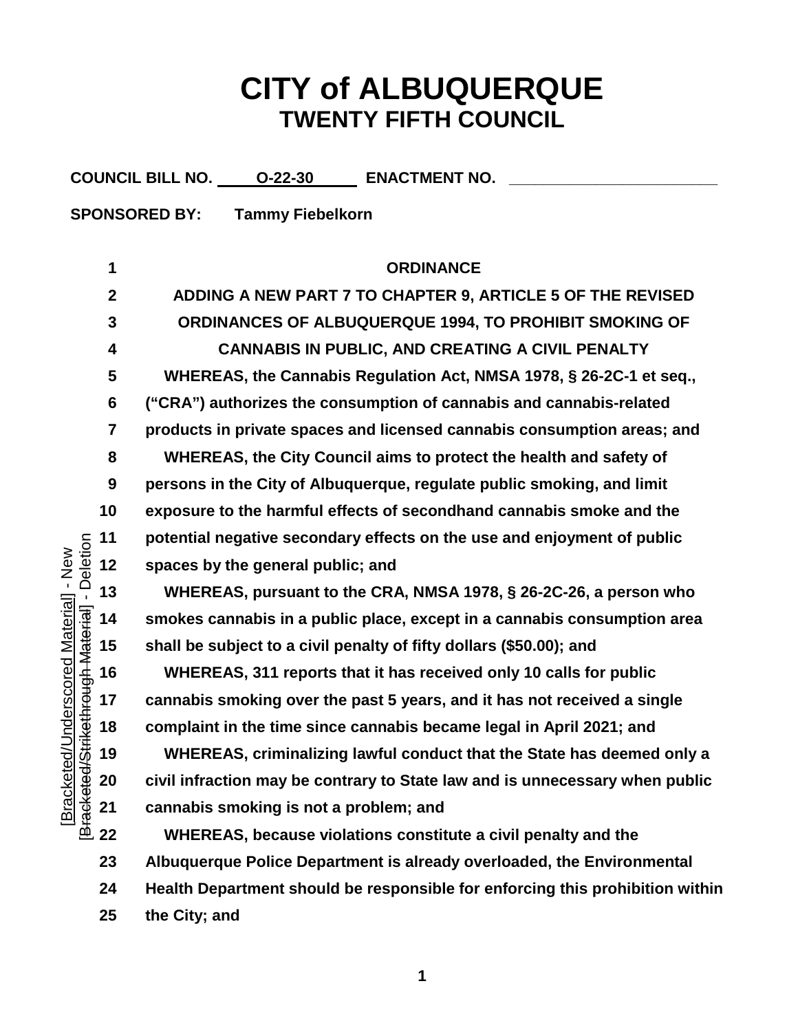# CITY of ALBUQUERQUE
## TWENTY FIFTH COUNCIL

**COUNCIL BILL NO.** O-22-30 **ENACTMENT NO.** ________________________

**SPONSORED BY:** Tammy Fiebelkorn

[Bracketed/Underscored Material] - New
[Bracketed/Strikethrough Material] - Deletion

1 **ORDINANCE**

2 **ADDING A NEW PART 7 TO CHAPTER 9, ARTICLE 5 OF THE REVISED**

3 **ORDINANCES OF ALBUQUERQUE 1994, TO PROHIBIT SMOKING OF**

4 **CANNABIS IN PUBLIC, AND CREATING A CIVIL PENALTY**

5 WHEREAS, the Cannabis Regulation Act, NMSA 1978, § 26-2C-1 et seq.,

6 ("CRA") authorizes the consumption of cannabis and cannabis-related

7 products in private spaces and licensed cannabis consumption areas; and

8 WHEREAS, the City Council aims to protect the health and safety of

9 persons in the City of Albuquerque, regulate public smoking, and limit

10 exposure to the harmful effects of secondhand cannabis smoke and the

11 potential negative secondary effects on the use and enjoyment of public

12 spaces by the general public; and

13 WHEREAS, pursuant to the CRA, NMSA 1978, § 26-2C-26, a person who

14 smokes cannabis in a public place, except in a cannabis consumption area

15 shall be subject to a civil penalty of fifty dollars ($50.00); and

16 WHEREAS, 311 reports that it has received only 10 calls for public

17 cannabis smoking over the past 5 years, and it has not received a single

18 complaint in the time since cannabis became legal in April 2021; and

19 WHEREAS, criminalizing lawful conduct that the State has deemed only a

20 civil infraction may be contrary to State law and is unnecessary when public

21 cannabis smoking is not a problem; and

22 WHEREAS, because violations constitute a civil penalty and the

23 Albuquerque Police Department is already overloaded, the Environmental

24 Health Department should be responsible for enforcing this prohibition within

25 the City; and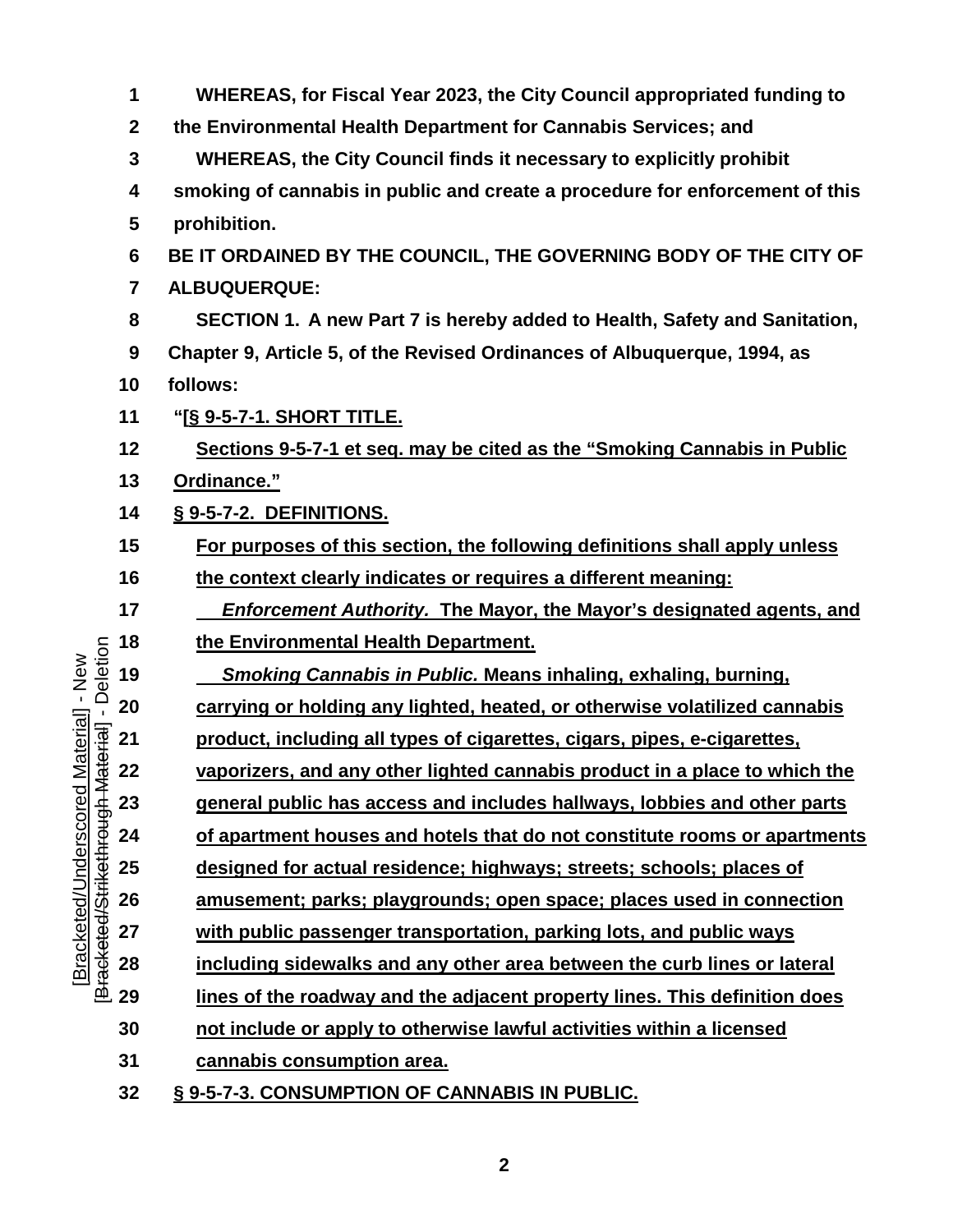**WHEREAS, for Fiscal Year 2023, the City Council appropriated funding to the Environmental Health Department for Cannabis Services; and**

**WHEREAS, the City Council finds it necessary to explicitly prohibit smoking of cannabis in public and create a procedure for enforcement of this prohibition.**

**BE IT ORDAINED BY THE COUNCIL, THE GOVERNING BODY OF THE CITY OF ALBUQUERQUE:**

**SECTION 1. A new Part 7 is hereby added to Health, Safety and Sanitation, Chapter 9, Article 5, of the Revised Ordinances of Albuquerque, 1994, as follows:**

**"[§ 9-5-7-1. SHORT TITLE.**

**Sections 9-5-7-1 et seq. may be cited as the "Smoking Cannabis in Public Ordinance."**

**§ 9-5-7-2. DEFINITIONS.**

**For purposes of this section, the following definitions shall apply unless the context clearly indicates or requires a different meaning:**

***Enforcement Authority.*** **The Mayor, the Mayor's designated agents, and the Environmental Health Department.**

***Smoking Cannabis in Public.*** **Means inhaling, exhaling, burning, carrying or holding any lighted, heated, or otherwise volatilized cannabis product, including all types of cigarettes, cigars, pipes, e-cigarettes, vaporizers, and any other lighted cannabis product in a place to which the general public has access and includes hallways, lobbies and other parts of apartment houses and hotels that do not constitute rooms or apartments designed for actual residence; highways; streets; schools; places of amusement; parks; playgrounds; open space; places used in connection with public passenger transportation, parking lots, and public ways including sidewalks and any other area between the curb lines or lateral lines of the roadway and the adjacent property lines. This definition does not include or apply to otherwise lawful activities within a licensed cannabis consumption area.**

**§ 9-5-7-3. CONSUMPTION OF CANNABIS IN PUBLIC.**

[Bracketed/Underscored Material] - New
[Bracketed/Strikethrough Material] - Deletion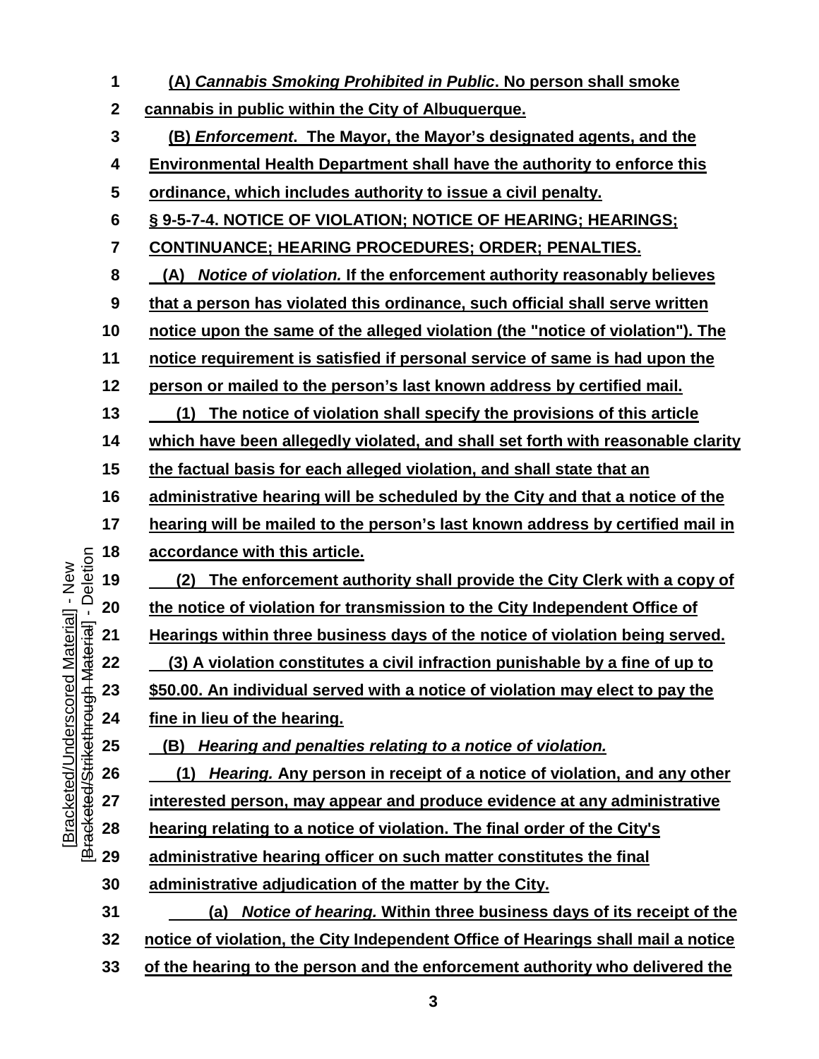**(A) *Cannabis Smoking Prohibited in Public*. No person shall smoke cannabis in public within the City of Albuquerque.**

**(B) *Enforcement*. The Mayor, the Mayor's designated agents, and the Environmental Health Department shall have the authority to enforce this ordinance, which includes authority to issue a civil penalty.**

**§ 9-5-7-4. NOTICE OF VIOLATION; NOTICE OF HEARING; HEARINGS; CONTINUANCE; HEARING PROCEDURES; ORDER; PENALTIES.**

**(A) *Notice of violation.* If the enforcement authority reasonably believes that a person has violated this ordinance, such official shall serve written notice upon the same of the alleged violation (the "notice of violation"). The notice requirement is satisfied if personal service of same is had upon the person or mailed to the person's last known address by certified mail.**

**(1) The notice of violation shall specify the provisions of this article which have been allegedly violated, and shall set forth with reasonable clarity the factual basis for each alleged violation, and shall state that an administrative hearing will be scheduled by the City and that a notice of the hearing will be mailed to the person's last known address by certified mail in accordance with this article.**

**(2) The enforcement authority shall provide the City Clerk with a copy of the notice of violation for transmission to the City Independent Office of Hearings within three business days of the notice of violation being served.**

**(3) A violation constitutes a civil infraction punishable by a fine of up to $50.00. An individual served with a notice of violation may elect to pay the fine in lieu of the hearing.**

**(B) *Hearing and penalties relating to a notice of violation.***

**(1) *Hearing.* Any person in receipt of a notice of violation, and any other interested person, may appear and produce evidence at any administrative hearing relating to a notice of violation. The final order of the City's administrative hearing officer on such matter constitutes the final administrative adjudication of the matter by the City.**

**(a) *Notice of hearing.* Within three business days of its receipt of the notice of violation, the City Independent Office of Hearings shall mail a notice of the hearing to the person and the enforcement authority who delivered the**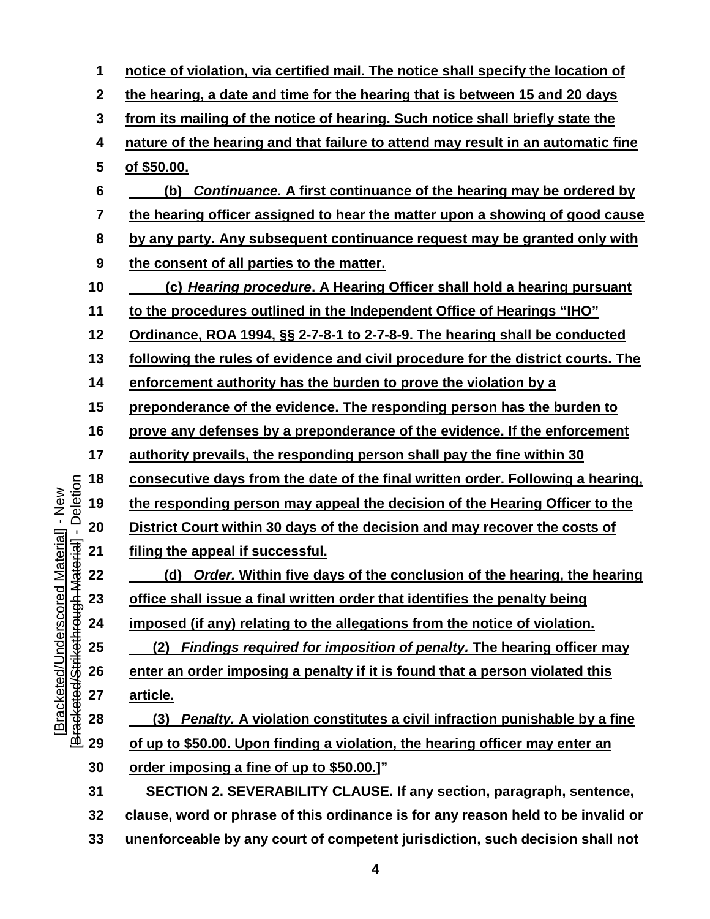notice of violation, via certified mail. The notice shall specify the location of the hearing, a date and time for the hearing that is between 15 and 20 days from its mailing of the notice of hearing. Such notice shall briefly state the nature of the hearing and that failure to attend may result in an automatic fine of $50.00.

(b) *Continuance.* A first continuance of the hearing may be ordered by the hearing officer assigned to hear the matter upon a showing of good cause by any party. Any subsequent continuance request may be granted only with the consent of all parties to the matter.

(c) *Hearing procedure*. A Hearing Officer shall hold a hearing pursuant to the procedures outlined in the Independent Office of Hearings "IHO" Ordinance, ROA 1994, §§ 2-7-8-1 to 2-7-8-9. The hearing shall be conducted following the rules of evidence and civil procedure for the district courts. The enforcement authority has the burden to prove the violation by a preponderance of the evidence. The responding person has the burden to prove any defenses by a preponderance of the evidence. If the enforcement authority prevails, the responding person shall pay the fine within 30 consecutive days from the date of the final written order. Following a hearing, the responding person may appeal the decision of the Hearing Officer to the District Court within 30 days of the decision and may recover the costs of filing the appeal if successful.

(d) *Order.* Within five days of the conclusion of the hearing, the hearing office shall issue a final written order that identifies the penalty being imposed (if any) relating to the allegations from the notice of violation.

(2) *Findings required for imposition of penalty.* The hearing officer may enter an order imposing a penalty if it is found that a person violated this article.

(3) *Penalty.* A violation constitutes a civil infraction punishable by a fine of up to $50.00. Upon finding a violation, the hearing officer may enter an order imposing a fine of up to $50.00.]"

SECTION 2. SEVERABILITY CLAUSE. If any section, paragraph, sentence, clause, word or phrase of this ordinance is for any reason held to be invalid or unenforceable by any court of competent jurisdiction, such decision shall not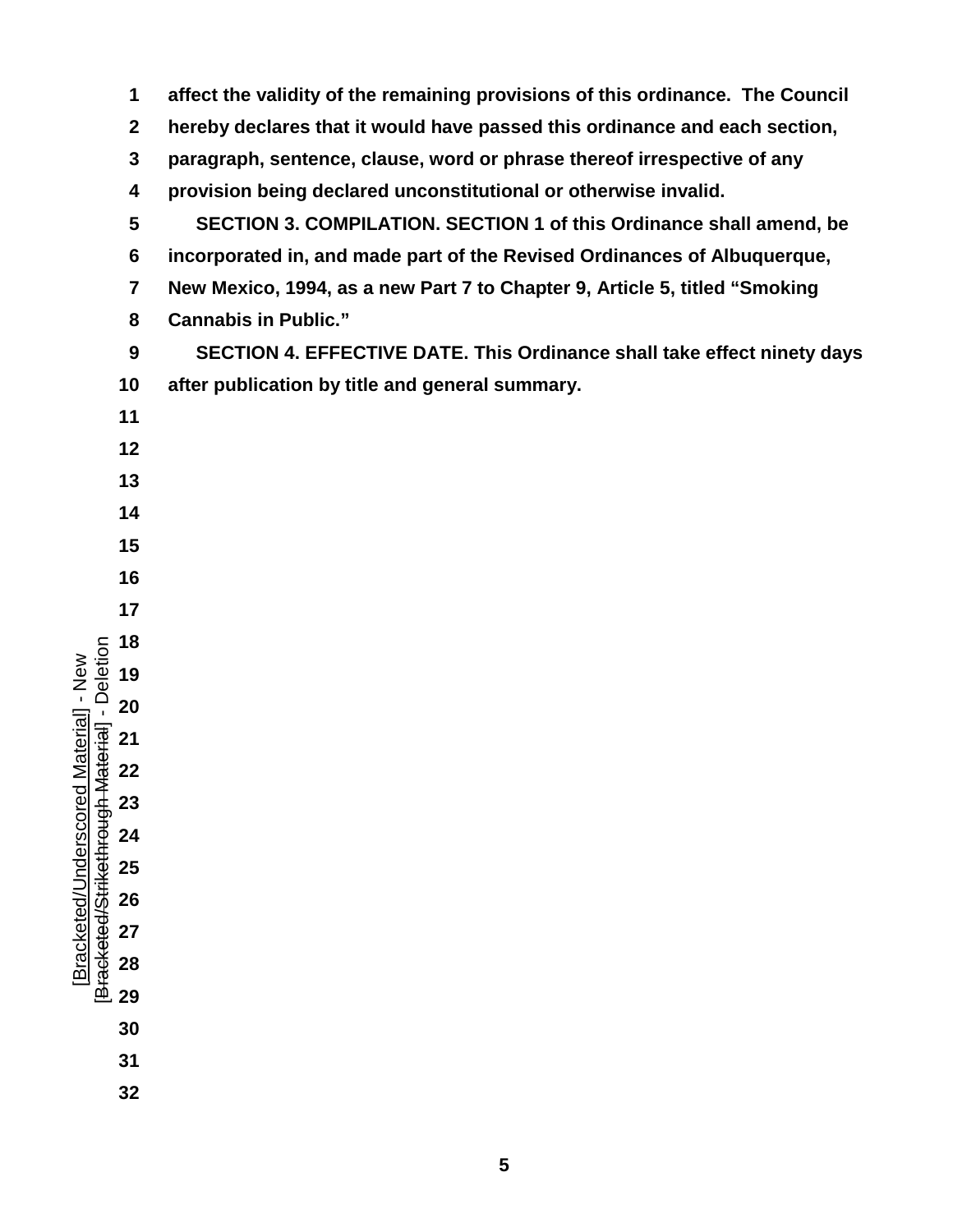**affect the validity of the remaining provisions of this ordinance. The Council hereby declares that it would have passed this ordinance and each section, paragraph, sentence, clause, word or phrase thereof irrespective of any provision being declared unconstitutional or otherwise invalid.**

**SECTION 3. COMPILATION. SECTION 1 of this Ordinance shall amend, be incorporated in, and made part of the Revised Ordinances of Albuquerque, New Mexico, 1994, as a new Part 7 to Chapter 9, Article 5, titled "Smoking Cannabis in Public."**

**SECTION 4. EFFECTIVE DATE. This Ordinance shall take effect ninety days after publication by title and general summary.**

[Bracketed/Underscored Material] - New
[Bracketed/Strikethrough Material] - Deletion